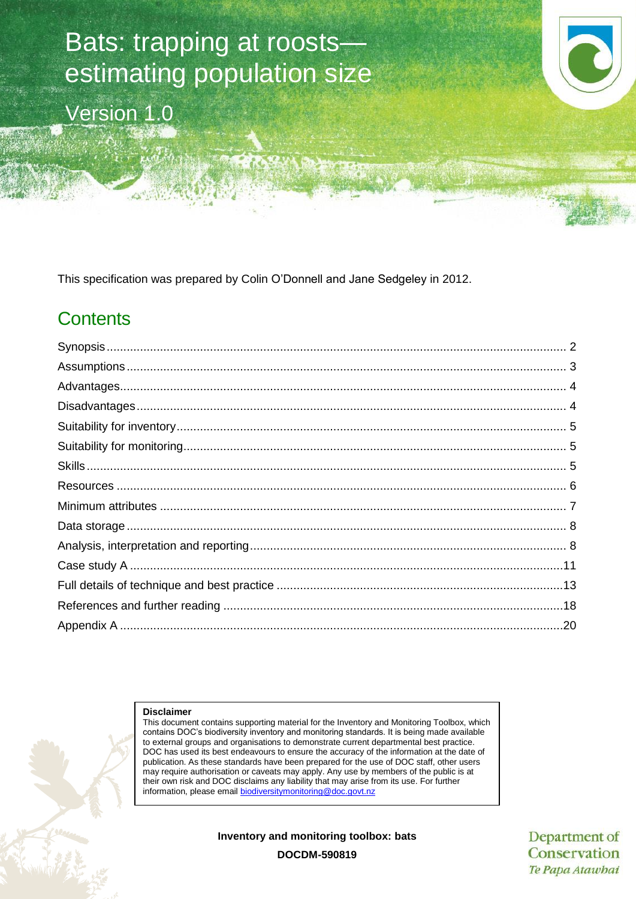# Bats: trapping at roosts—estimating population size

Version 1.0

This specification was prepared by Colin O'Donnell and Jane Sedgeley in 2012.

## Contents

| | |
|---|---|
| Synopsis | 2 |
| Assumptions | 3 |
| Advantages | 4 |
| Disadvantages | 4 |
| Suitability for inventory | 5 |
| Suitability for monitoring | 5 |
| Skills | 5 |
| Resources | 6 |
| Minimum attributes | 7 |
| Data storage | 8 |
| Analysis, interpretation and reporting | 8 |
| Case study A | 11 |
| Full details of technique and best practice | 13 |
| References and further reading | 18 |
| Appendix A | 20 |

**Disclaimer**

This document contains supporting material for the Inventory and Monitoring Toolbox, which contains DOC's biodiversity inventory and monitoring standards. It is being made available to external groups and organisations to demonstrate current departmental best practice. DOC has used its best endeavours to ensure the accuracy of the information at the date of publication. As these standards have been prepared for the use of DOC staff, other users may require authorisation or caveats may apply. Any use by members of the public is at their own risk and DOC disclaims any liability that may arise from its use. For further information, please email biodiversitymonitoring@doc.govt.nz

**Inventory and monitoring toolbox: bats**

**DOCDM-590819**

Department of Conservation *Te Papa Atawhai*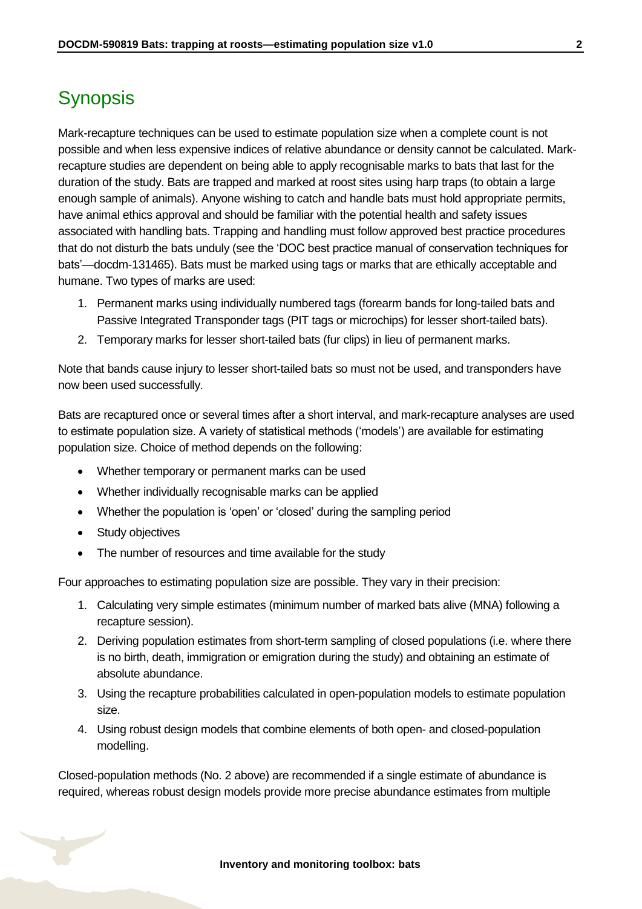# Synopsis

Mark-recapture techniques can be used to estimate population size when a complete count is not possible and when less expensive indices of relative abundance or density cannot be calculated. Mark-recapture studies are dependent on being able to apply recognisable marks to bats that last for the duration of the study. Bats are trapped and marked at roost sites using harp traps (to obtain a large enough sample of animals). Anyone wishing to catch and handle bats must hold appropriate permits, have animal ethics approval and should be familiar with the potential health and safety issues associated with handling bats. Trapping and handling must follow approved best practice procedures that do not disturb the bats unduly (see the 'DOC best practice manual of conservation techniques for bats'—docdm-131465). Bats must be marked using tags or marks that are ethically acceptable and humane. Two types of marks are used:

1. Permanent marks using individually numbered tags (forearm bands for long-tailed bats and Passive Integrated Transponder tags (PIT tags or microchips) for lesser short-tailed bats).
2. Temporary marks for lesser short-tailed bats (fur clips) in lieu of permanent marks.

Note that bands cause injury to lesser short-tailed bats so must not be used, and transponders have now been used successfully.

Bats are recaptured once or several times after a short interval, and mark-recapture analyses are used to estimate population size. A variety of statistical methods ('models') are available for estimating population size. Choice of method depends on the following:

- Whether temporary or permanent marks can be used
- Whether individually recognisable marks can be applied
- Whether the population is 'open' or 'closed' during the sampling period
- Study objectives
- The number of resources and time available for the study

Four approaches to estimating population size are possible. They vary in their precision:

1. Calculating very simple estimates (minimum number of marked bats alive (MNA) following a recapture session).
2. Deriving population estimates from short-term sampling of closed populations (i.e. where there is no birth, death, immigration or emigration during the study) and obtaining an estimate of absolute abundance.
3. Using the recapture probabilities calculated in open-population models to estimate population size.
4. Using robust design models that combine elements of both open- and closed-population modelling.

Closed-population methods (No. 2 above) are recommended if a single estimate of abundance is required, whereas robust design models provide more precise abundance estimates from multiple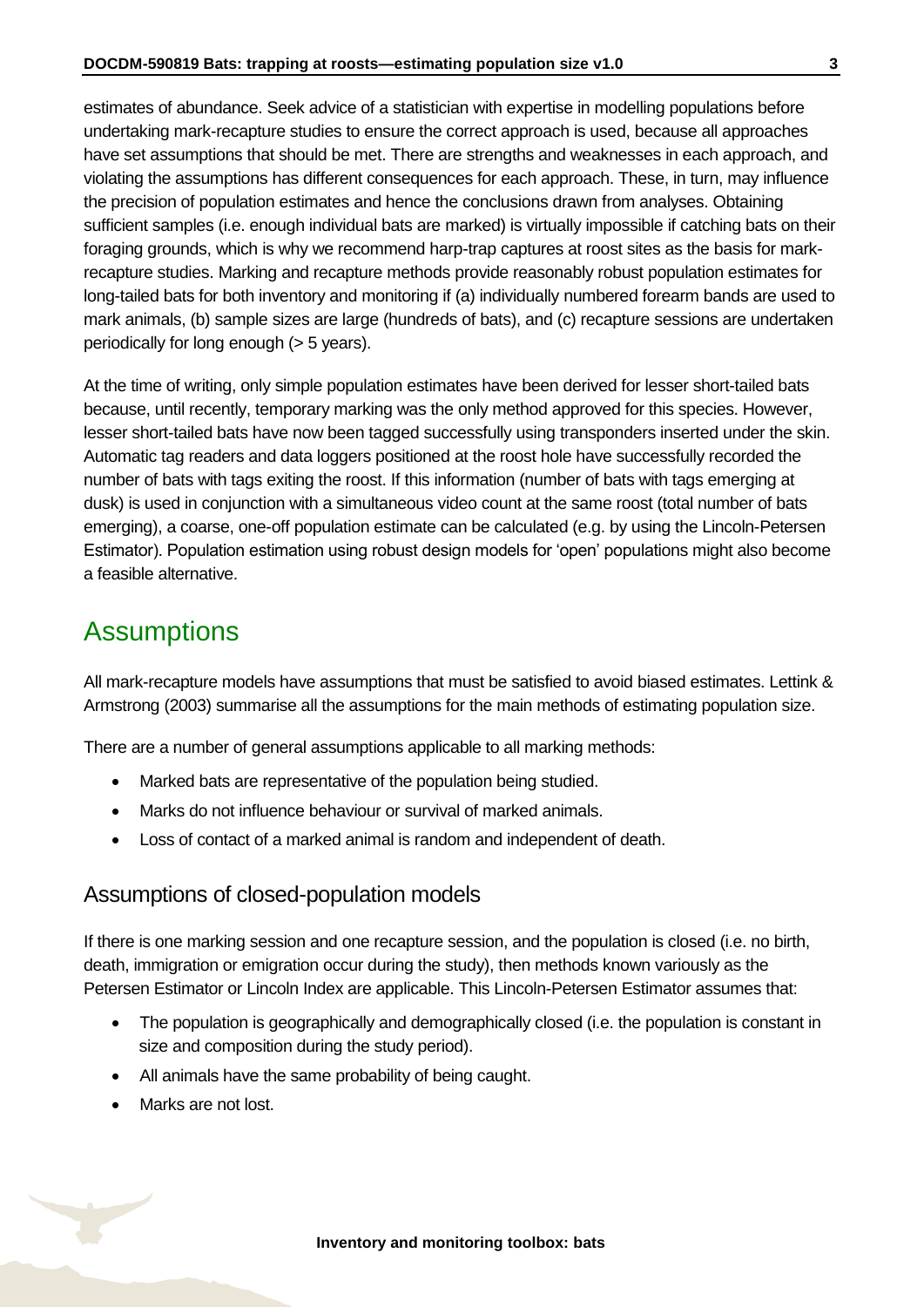estimates of abundance. Seek advice of a statistician with expertise in modelling populations before undertaking mark-recapture studies to ensure the correct approach is used, because all approaches have set assumptions that should be met. There are strengths and weaknesses in each approach, and violating the assumptions has different consequences for each approach. These, in turn, may influence the precision of population estimates and hence the conclusions drawn from analyses. Obtaining sufficient samples (i.e. enough individual bats are marked) is virtually impossible if catching bats on their foraging grounds, which is why we recommend harp-trap captures at roost sites as the basis for mark-recapture studies. Marking and recapture methods provide reasonably robust population estimates for long-tailed bats for both inventory and monitoring if (a) individually numbered forearm bands are used to mark animals, (b) sample sizes are large (hundreds of bats), and (c) recapture sessions are undertaken periodically for long enough (> 5 years).

At the time of writing, only simple population estimates have been derived for lesser short-tailed bats because, until recently, temporary marking was the only method approved for this species. However, lesser short-tailed bats have now been tagged successfully using transponders inserted under the skin. Automatic tag readers and data loggers positioned at the roost hole have successfully recorded the number of bats with tags exiting the roost. If this information (number of bats with tags emerging at dusk) is used in conjunction with a simultaneous video count at the same roost (total number of bats emerging), a coarse, one-off population estimate can be calculated (e.g. by using the Lincoln-Petersen Estimator). Population estimation using robust design models for 'open' populations might also become a feasible alternative.

## Assumptions

All mark-recapture models have assumptions that must be satisfied to avoid biased estimates. Lettink & Armstrong (2003) summarise all the assumptions for the main methods of estimating population size.

There are a number of general assumptions applicable to all marking methods:

- Marked bats are representative of the population being studied.
- Marks do not influence behaviour or survival of marked animals.
- Loss of contact of a marked animal is random and independent of death.

### Assumptions of closed-population models

If there is one marking session and one recapture session, and the population is closed (i.e. no birth, death, immigration or emigration occur during the study), then methods known variously as the Petersen Estimator or Lincoln Index are applicable. This Lincoln-Petersen Estimator assumes that:

- The population is geographically and demographically closed (i.e. the population is constant in size and composition during the study period).
- All animals have the same probability of being caught.
- Marks are not lost.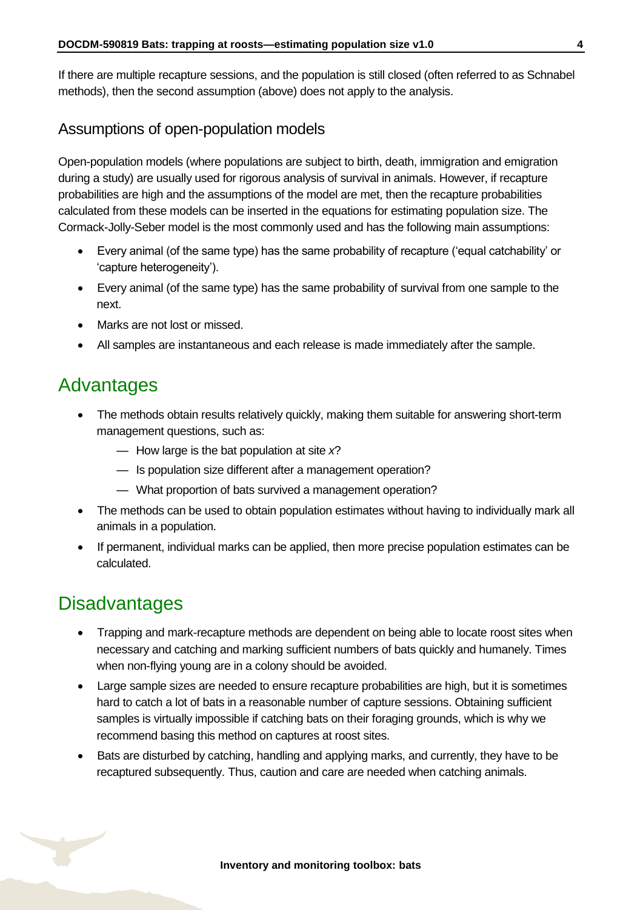If there are multiple recapture sessions, and the population is still closed (often referred to as Schnabel methods), then the second assumption (above) does not apply to the analysis.

### Assumptions of open-population models

Open-population models (where populations are subject to birth, death, immigration and emigration during a study) are usually used for rigorous analysis of survival in animals. However, if recapture probabilities are high and the assumptions of the model are met, then the recapture probabilities calculated from these models can be inserted in the equations for estimating population size. The Cormack-Jolly-Seber model is the most commonly used and has the following main assumptions:

- Every animal (of the same type) has the same probability of recapture ('equal catchability' or 'capture heterogeneity').
- Every animal (of the same type) has the same probability of survival from one sample to the next.
- Marks are not lost or missed.
- All samples are instantaneous and each release is made immediately after the sample.

## Advantages

- The methods obtain results relatively quickly, making them suitable for answering short-term management questions, such as:
    - How large is the bat population at site *x*?
    - Is population size different after a management operation?
    - What proportion of bats survived a management operation?
- The methods can be used to obtain population estimates without having to individually mark all animals in a population.
- If permanent, individual marks can be applied, then more precise population estimates can be calculated.

## Disadvantages

- Trapping and mark-recapture methods are dependent on being able to locate roost sites when necessary and catching and marking sufficient numbers of bats quickly and humanely. Times when non-flying young are in a colony should be avoided.
- Large sample sizes are needed to ensure recapture probabilities are high, but it is sometimes hard to catch a lot of bats in a reasonable number of capture sessions. Obtaining sufficient samples is virtually impossible if catching bats on their foraging grounds, which is why we recommend basing this method on captures at roost sites.
- Bats are disturbed by catching, handling and applying marks, and currently, they have to be recaptured subsequently. Thus, caution and care are needed when catching animals.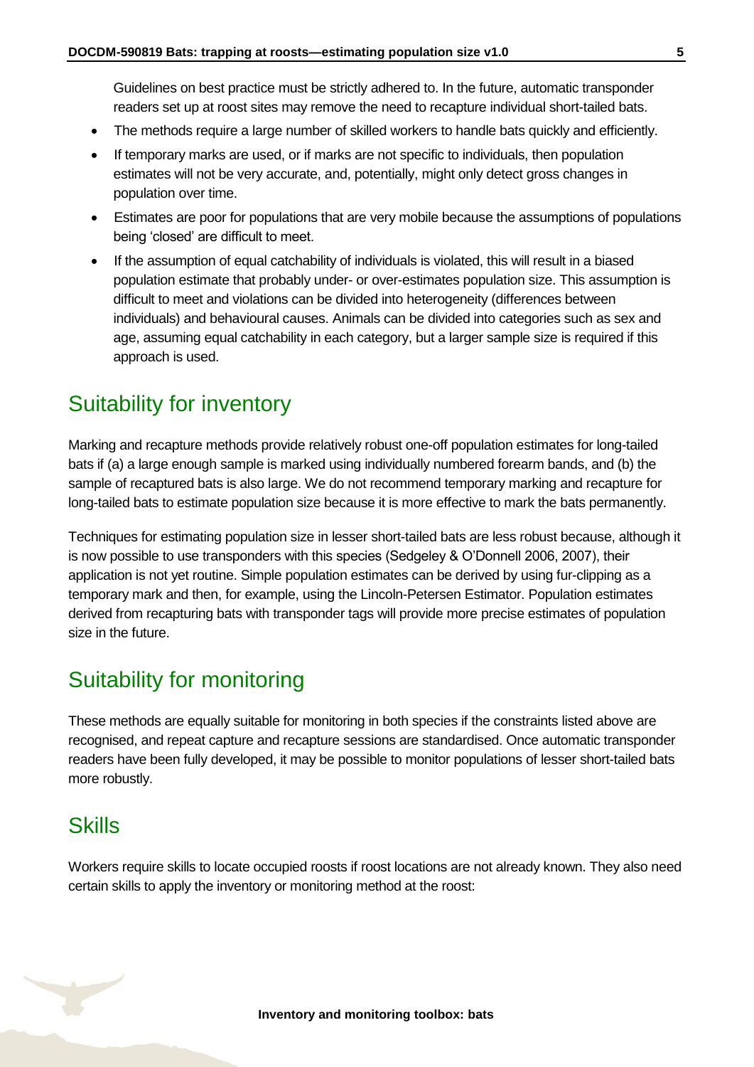Guidelines on best practice must be strictly adhered to. In the future, automatic transponder readers set up at roost sites may remove the need to recapture individual short-tailed bats.

- The methods require a large number of skilled workers to handle bats quickly and efficiently.
- If temporary marks are used, or if marks are not specific to individuals, then population estimates will not be very accurate, and, potentially, might only detect gross changes in population over time.
- Estimates are poor for populations that are very mobile because the assumptions of populations being 'closed' are difficult to meet.
- If the assumption of equal catchability of individuals is violated, this will result in a biased population estimate that probably under- or over-estimates population size. This assumption is difficult to meet and violations can be divided into heterogeneity (differences between individuals) and behavioural causes. Animals can be divided into categories such as sex and age, assuming equal catchability in each category, but a larger sample size is required if this approach is used.

## Suitability for inventory

Marking and recapture methods provide relatively robust one-off population estimates for long-tailed bats if (a) a large enough sample is marked using individually numbered forearm bands, and (b) the sample of recaptured bats is also large. We do not recommend temporary marking and recapture for long-tailed bats to estimate population size because it is more effective to mark the bats permanently.

Techniques for estimating population size in lesser short-tailed bats are less robust because, although it is now possible to use transponders with this species (Sedgeley & O'Donnell 2006, 2007), their application is not yet routine. Simple population estimates can be derived by using fur-clipping as a temporary mark and then, for example, using the Lincoln-Petersen Estimator. Population estimates derived from recapturing bats with transponder tags will provide more precise estimates of population size in the future.

## Suitability for monitoring

These methods are equally suitable for monitoring in both species if the constraints listed above are recognised, and repeat capture and recapture sessions are standardised. Once automatic transponder readers have been fully developed, it may be possible to monitor populations of lesser short-tailed bats more robustly.

## Skills

Workers require skills to locate occupied roosts if roost locations are not already known. They also need certain skills to apply the inventory or monitoring method at the roost: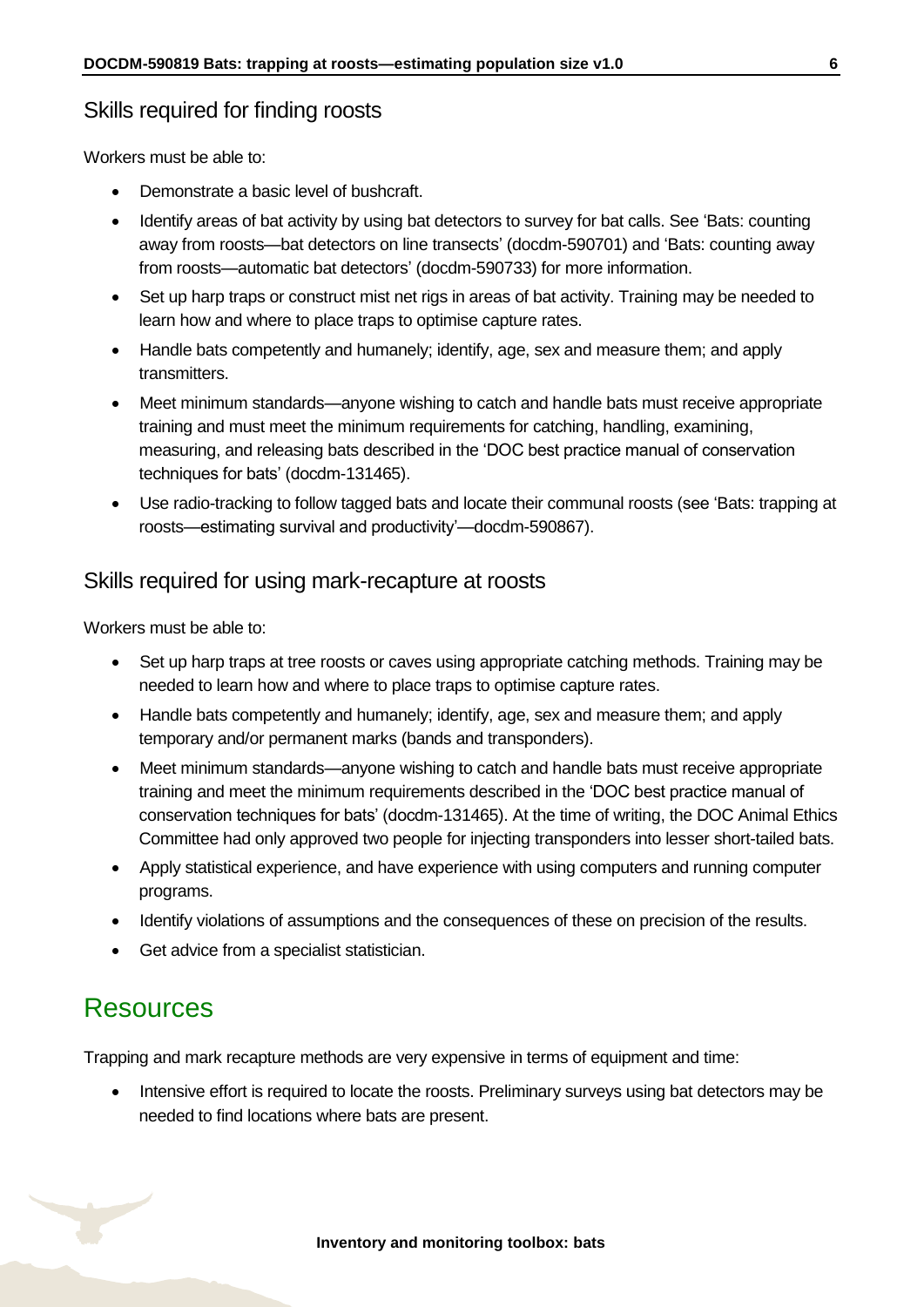## Skills required for finding roosts

Workers must be able to:

- Demonstrate a basic level of bushcraft.
- Identify areas of bat activity by using bat detectors to survey for bat calls. See 'Bats: counting away from roosts—bat detectors on line transects' (docdm-590701) and 'Bats: counting away from roosts—automatic bat detectors' (docdm-590733) for more information.
- Set up harp traps or construct mist net rigs in areas of bat activity. Training may be needed to learn how and where to place traps to optimise capture rates.
- Handle bats competently and humanely; identify, age, sex and measure them; and apply transmitters.
- Meet minimum standards—anyone wishing to catch and handle bats must receive appropriate training and must meet the minimum requirements for catching, handling, examining, measuring, and releasing bats described in the 'DOC best practice manual of conservation techniques for bats' (docdm-131465).
- Use radio-tracking to follow tagged bats and locate their communal roosts (see 'Bats: trapping at roosts—estimating survival and productivity'—docdm-590867).

## Skills required for using mark-recapture at roosts

Workers must be able to:

- Set up harp traps at tree roosts or caves using appropriate catching methods. Training may be needed to learn how and where to place traps to optimise capture rates.
- Handle bats competently and humanely; identify, age, sex and measure them; and apply temporary and/or permanent marks (bands and transponders).
- Meet minimum standards—anyone wishing to catch and handle bats must receive appropriate training and meet the minimum requirements described in the 'DOC best practice manual of conservation techniques for bats' (docdm-131465). At the time of writing, the DOC Animal Ethics Committee had only approved two people for injecting transponders into lesser short-tailed bats.
- Apply statistical experience, and have experience with using computers and running computer programs.
- Identify violations of assumptions and the consequences of these on precision of the results.
- Get advice from a specialist statistician.

# Resources

Trapping and mark recapture methods are very expensive in terms of equipment and time:

- Intensive effort is required to locate the roosts. Preliminary surveys using bat detectors may be needed to find locations where bats are present.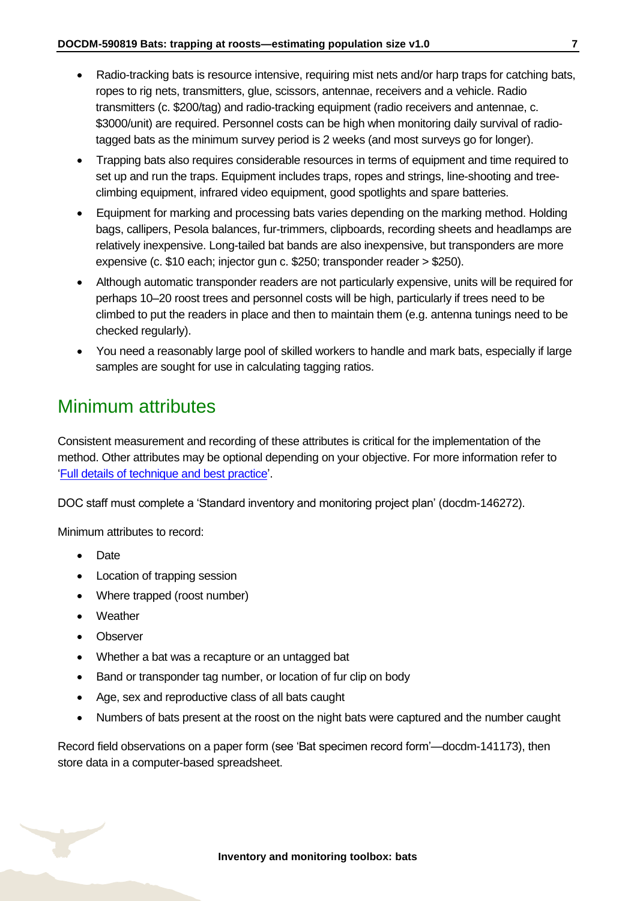- Radio-tracking bats is resource intensive, requiring mist nets and/or harp traps for catching bats, ropes to rig nets, transmitters, glue, scissors, antennae, receivers and a vehicle. Radio transmitters (c. $200/tag) and radio-tracking equipment (radio receivers and antennae, c. $3000/unit) are required. Personnel costs can be high when monitoring daily survival of radio-tagged bats as the minimum survey period is 2 weeks (and most surveys go for longer).
- Trapping bats also requires considerable resources in terms of equipment and time required to set up and run the traps. Equipment includes traps, ropes and strings, line-shooting and tree-climbing equipment, infrared video equipment, good spotlights and spare batteries.
- Equipment for marking and processing bats varies depending on the marking method. Holding bags, callipers, Pesola balances, fur-trimmers, clipboards, recording sheets and headlamps are relatively inexpensive. Long-tailed bat bands are also inexpensive, but transponders are more expensive (c. $10 each; injector gun c. $250; transponder reader > $250).
- Although automatic transponder readers are not particularly expensive, units will be required for perhaps 10–20 roost trees and personnel costs will be high, particularly if trees need to be climbed to put the readers in place and then to maintain them (e.g. antenna tunings need to be checked regularly).
- You need a reasonably large pool of skilled workers to handle and mark bats, especially if large samples are sought for use in calculating tagging ratios.

## Minimum attributes

Consistent measurement and recording of these attributes is critical for the implementation of the method. Other attributes may be optional depending on your objective. For more information refer to 'Full details of technique and best practice'.

DOC staff must complete a 'Standard inventory and monitoring project plan' (docdm-146272).

Minimum attributes to record:

- Date
- Location of trapping session
- Where trapped (roost number)
- Weather
- Observer
- Whether a bat was a recapture or an untagged bat
- Band or transponder tag number, or location of fur clip on body
- Age, sex and reproductive class of all bats caught
- Numbers of bats present at the roost on the night bats were captured and the number caught

Record field observations on a paper form (see 'Bat specimen record form'—docdm-141173), then store data in a computer-based spreadsheet.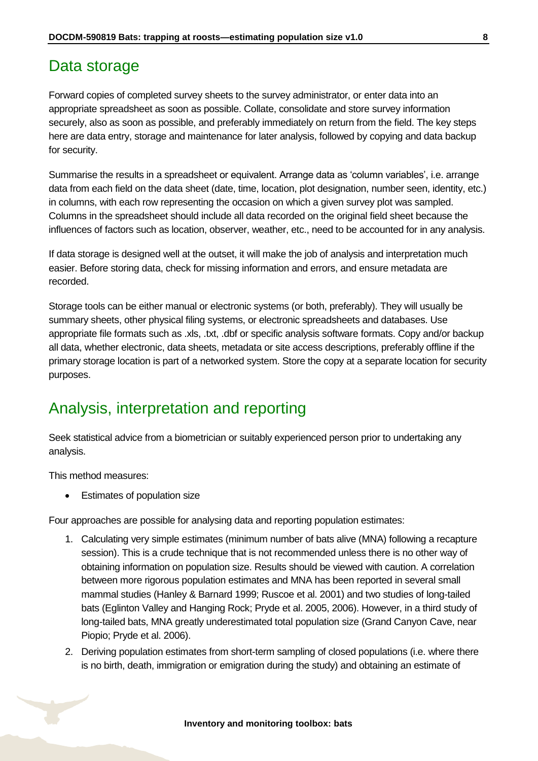## Data storage

Forward copies of completed survey sheets to the survey administrator, or enter data into an appropriate spreadsheet as soon as possible. Collate, consolidate and store survey information securely, also as soon as possible, and preferably immediately on return from the field. The key steps here are data entry, storage and maintenance for later analysis, followed by copying and data backup for security.

Summarise the results in a spreadsheet or equivalent. Arrange data as 'column variables', i.e. arrange data from each field on the data sheet (date, time, location, plot designation, number seen, identity, etc.) in columns, with each row representing the occasion on which a given survey plot was sampled. Columns in the spreadsheet should include all data recorded on the original field sheet because the influences of factors such as location, observer, weather, etc., need to be accounted for in any analysis.

If data storage is designed well at the outset, it will make the job of analysis and interpretation much easier. Before storing data, check for missing information and errors, and ensure metadata are recorded.

Storage tools can be either manual or electronic systems (or both, preferably). They will usually be summary sheets, other physical filing systems, or electronic spreadsheets and databases. Use appropriate file formats such as .xls, .txt, .dbf or specific analysis software formats. Copy and/or backup all data, whether electronic, data sheets, metadata or site access descriptions, preferably offline if the primary storage location is part of a networked system. Store the copy at a separate location for security purposes.

## Analysis, interpretation and reporting

Seek statistical advice from a biometrician or suitably experienced person prior to undertaking any analysis.

This method measures:

- Estimates of population size

Four approaches are possible for analysing data and reporting population estimates:

1. Calculating very simple estimates (minimum number of bats alive (MNA) following a recapture session). This is a crude technique that is not recommended unless there is no other way of obtaining information on population size. Results should be viewed with caution. A correlation between more rigorous population estimates and MNA has been reported in several small mammal studies (Hanley & Barnard 1999; Ruscoe et al. 2001) and two studies of long-tailed bats (Eglinton Valley and Hanging Rock; Pryde et al. 2005, 2006). However, in a third study of long-tailed bats, MNA greatly underestimated total population size (Grand Canyon Cave, near Piopio; Pryde et al. 2006).
2. Deriving population estimates from short-term sampling of closed populations (i.e. where there is no birth, death, immigration or emigration during the study) and obtaining an estimate of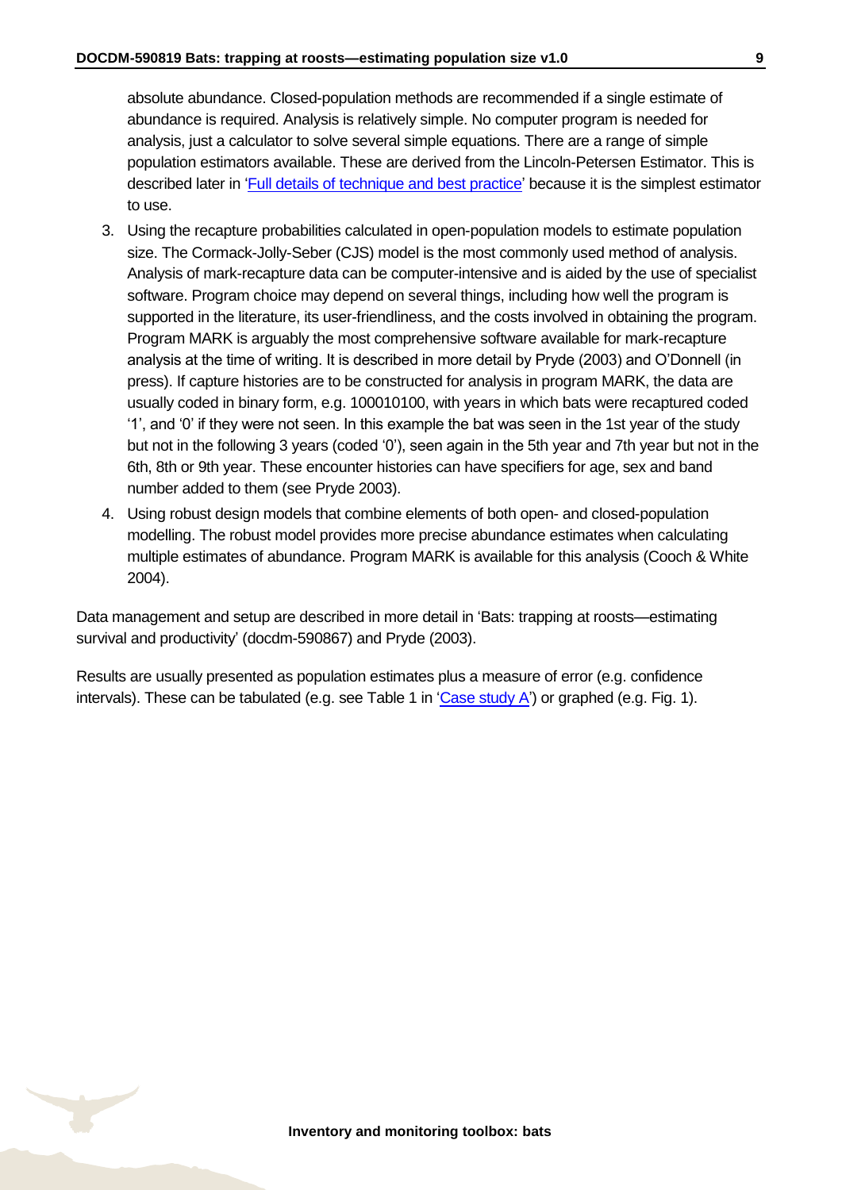absolute abundance. Closed-population methods are recommended if a single estimate of abundance is required. Analysis is relatively simple. No computer program is needed for analysis, just a calculator to solve several simple equations. There are a range of simple population estimators available. These are derived from the Lincoln-Petersen Estimator. This is described later in 'Full details of technique and best practice' because it is the simplest estimator to use.

3. Using the recapture probabilities calculated in open-population models to estimate population size. The Cormack-Jolly-Seber (CJS) model is the most commonly used method of analysis. Analysis of mark-recapture data can be computer-intensive and is aided by the use of specialist software. Program choice may depend on several things, including how well the program is supported in the literature, its user-friendliness, and the costs involved in obtaining the program. Program MARK is arguably the most comprehensive software available for mark-recapture analysis at the time of writing. It is described in more detail by Pryde (2003) and O'Donnell (in press). If capture histories are to be constructed for analysis in program MARK, the data are usually coded in binary form, e.g. 100010100, with years in which bats were recaptured coded '1', and '0' if they were not seen. In this example the bat was seen in the 1st year of the study but not in the following 3 years (coded '0'), seen again in the 5th year and 7th year but not in the 6th, 8th or 9th year. These encounter histories can have specifiers for age, sex and band number added to them (see Pryde 2003).
4. Using robust design models that combine elements of both open- and closed-population modelling. The robust model provides more precise abundance estimates when calculating multiple estimates of abundance. Program MARK is available for this analysis (Cooch & White 2004).

Data management and setup are described in more detail in 'Bats: trapping at roosts—estimating survival and productivity' (docdm-590867) and Pryde (2003).

Results are usually presented as population estimates plus a measure of error (e.g. confidence intervals). These can be tabulated (e.g. see Table 1 in 'Case study A') or graphed (e.g. Fig. 1).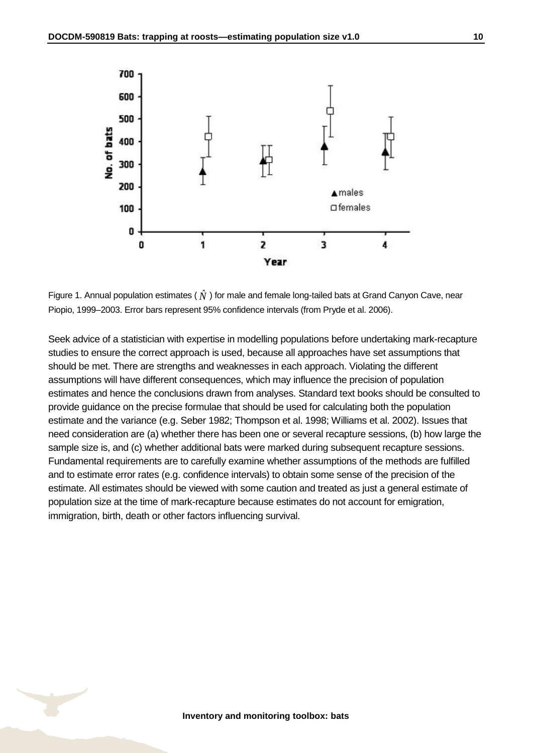Figure 1. Annual population estimates ( $\hat{N}$ ) for male and female long-tailed bats at Grand Canyon Cave, near Piopio, 1999–2003. Error bars represent 95% confidence intervals (from Pryde et al. 2006).

Seek advice of a statistician with expertise in modelling populations before undertaking mark-recapture studies to ensure the correct approach is used, because all approaches have set assumptions that should be met. There are strengths and weaknesses in each approach. Violating the different assumptions will have different consequences, which may influence the precision of population estimates and hence the conclusions drawn from analyses. Standard text books should be consulted to provide guidance on the precise formulae that should be used for calculating both the population estimate and the variance (e.g. Seber 1982; Thompson et al. 1998; Williams et al. 2002). Issues that need consideration are (a) whether there has been one or several recapture sessions, (b) how large the sample size is, and (c) whether additional bats were marked during subsequent recapture sessions. Fundamental requirements are to carefully examine whether assumptions of the methods are fulfilled and to estimate error rates (e.g. confidence intervals) to obtain some sense of the precision of the estimate. All estimates should be viewed with some caution and treated as just a general estimate of population size at the time of mark-recapture because estimates do not account for emigration, immigration, birth, death or other factors influencing survival.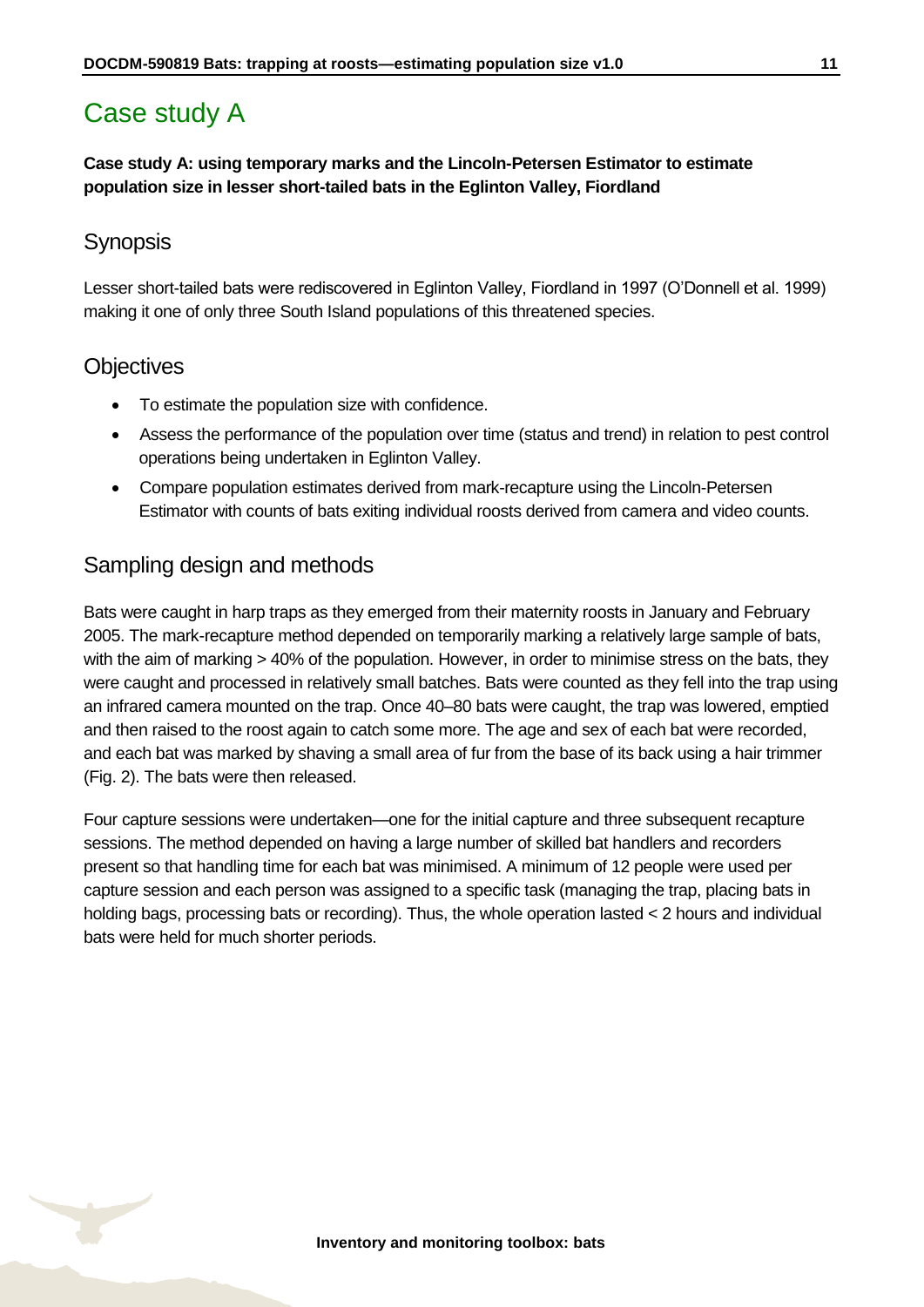# Case study A

**Case study A: using temporary marks and the Lincoln-Petersen Estimator to estimate population size in lesser short-tailed bats in the Eglinton Valley, Fiordland**

## Synopsis

Lesser short-tailed bats were rediscovered in Eglinton Valley, Fiordland in 1997 (O'Donnell et al. 1999) making it one of only three South Island populations of this threatened species.

## Objectives

- To estimate the population size with confidence.
- Assess the performance of the population over time (status and trend) in relation to pest control operations being undertaken in Eglinton Valley.
- Compare population estimates derived from mark-recapture using the Lincoln-Petersen Estimator with counts of bats exiting individual roosts derived from camera and video counts.

## Sampling design and methods

Bats were caught in harp traps as they emerged from their maternity roosts in January and February 2005. The mark-recapture method depended on temporarily marking a relatively large sample of bats, with the aim of marking > 40% of the population. However, in order to minimise stress on the bats, they were caught and processed in relatively small batches. Bats were counted as they fell into the trap using an infrared camera mounted on the trap. Once 40–80 bats were caught, the trap was lowered, emptied and then raised to the roost again to catch some more. The age and sex of each bat were recorded, and each bat was marked by shaving a small area of fur from the base of its back using a hair trimmer (Fig. 2). The bats were then released.

Four capture sessions were undertaken—one for the initial capture and three subsequent recapture sessions. The method depended on having a large number of skilled bat handlers and recorders present so that handling time for each bat was minimised. A minimum of 12 people were used per capture session and each person was assigned to a specific task (managing the trap, placing bats in holding bags, processing bats or recording). Thus, the whole operation lasted < 2 hours and individual bats were held for much shorter periods.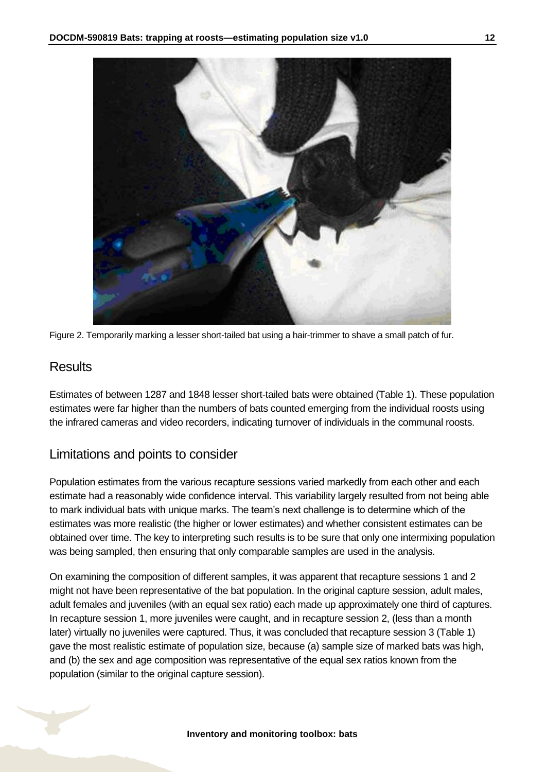Figure 2. Temporarily marking a lesser short-tailed bat using a hair-trimmer to shave a small patch of fur.

## Results

Estimates of between 1287 and 1848 lesser short-tailed bats were obtained (Table 1). These population estimates were far higher than the numbers of bats counted emerging from the individual roosts using the infrared cameras and video recorders, indicating turnover of individuals in the communal roosts.

## Limitations and points to consider

Population estimates from the various recapture sessions varied markedly from each other and each estimate had a reasonably wide confidence interval. This variability largely resulted from not being able to mark individual bats with unique marks. The team's next challenge is to determine which of the estimates was more realistic (the higher or lower estimates) and whether consistent estimates can be obtained over time. The key to interpreting such results is to be sure that only one intermixing population was being sampled, then ensuring that only comparable samples are used in the analysis.

On examining the composition of different samples, it was apparent that recapture sessions 1 and 2 might not have been representative of the bat population. In the original capture session, adult males, adult females and juveniles (with an equal sex ratio) each made up approximately one third of captures. In recapture session 1, more juveniles were caught, and in recapture session 2, (less than a month later) virtually no juveniles were captured. Thus, it was concluded that recapture session 3 (Table 1) gave the most realistic estimate of population size, because (a) sample size of marked bats was high, and (b) the sex and age composition was representative of the equal sex ratios known from the population (similar to the original capture session).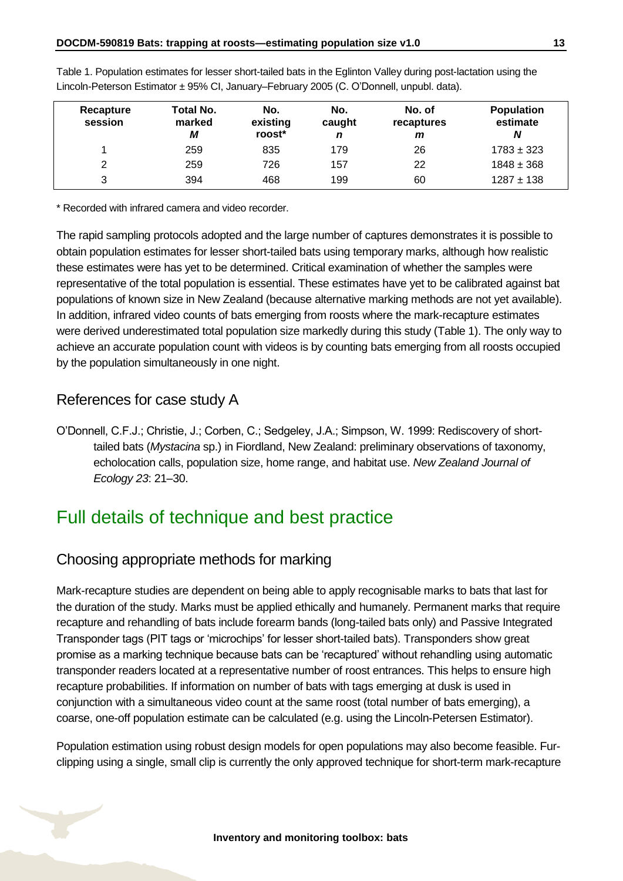Table 1. Population estimates for lesser short-tailed bats in the Eglinton Valley during post-lactation using the Lincoln-Peterson Estimator ± 95% CI, January–February 2005 (C. O'Donnell, unpubl. data).

| Recapture session | Total No. marked *M* | No. existing roost* | No. caught *n* | No. of recaptures *m* | Population estimate *N* |
|---|---|---|---|---|---|
| 1 | 259 | 835 | 179 | 26 | 1783 ± 323 |
| 2 | 259 | 726 | 157 | 22 | 1848 ± 368 |
| 3 | 394 | 468 | 199 | 60 | 1287 ± 138 |

\* Recorded with infrared camera and video recorder.

The rapid sampling protocols adopted and the large number of captures demonstrates it is possible to obtain population estimates for lesser short-tailed bats using temporary marks, although how realistic these estimates were has yet to be determined. Critical examination of whether the samples were representative of the total population is essential. These estimates have yet to be calibrated against bat populations of known size in New Zealand (because alternative marking methods are not yet available). In addition, infrared video counts of bats emerging from roosts where the mark-recapture estimates were derived underestimated total population size markedly during this study (Table 1). The only way to achieve an accurate population count with videos is by counting bats emerging from all roosts occupied by the population simultaneously in one night.

## References for case study A

O'Donnell, C.F.J.; Christie, J.; Corben, C.; Sedgeley, J.A.; Simpson, W. 1999: Rediscovery of short-tailed bats (*Mystacina* sp.) in Fiordland, New Zealand: preliminary observations of taxonomy, echolocation calls, population size, home range, and habitat use. *New Zealand Journal of Ecology 23*: 21–30.

# Full details of technique and best practice

## Choosing appropriate methods for marking

Mark-recapture studies are dependent on being able to apply recognisable marks to bats that last for the duration of the study. Marks must be applied ethically and humanely. Permanent marks that require recapture and rehandling of bats include forearm bands (long-tailed bats only) and Passive Integrated Transponder tags (PIT tags or 'microchips' for lesser short-tailed bats). Transponders show great promise as a marking technique because bats can be 'recaptured' without rehandling using automatic transponder readers located at a representative number of roost entrances. This helps to ensure high recapture probabilities. If information on number of bats with tags emerging at dusk is used in conjunction with a simultaneous video count at the same roost (total number of bats emerging), a coarse, one-off population estimate can be calculated (e.g. using the Lincoln-Petersen Estimator).

Population estimation using robust design models for open populations may also become feasible. Fur-clipping using a single, small clip is currently the only approved technique for short-term mark-recapture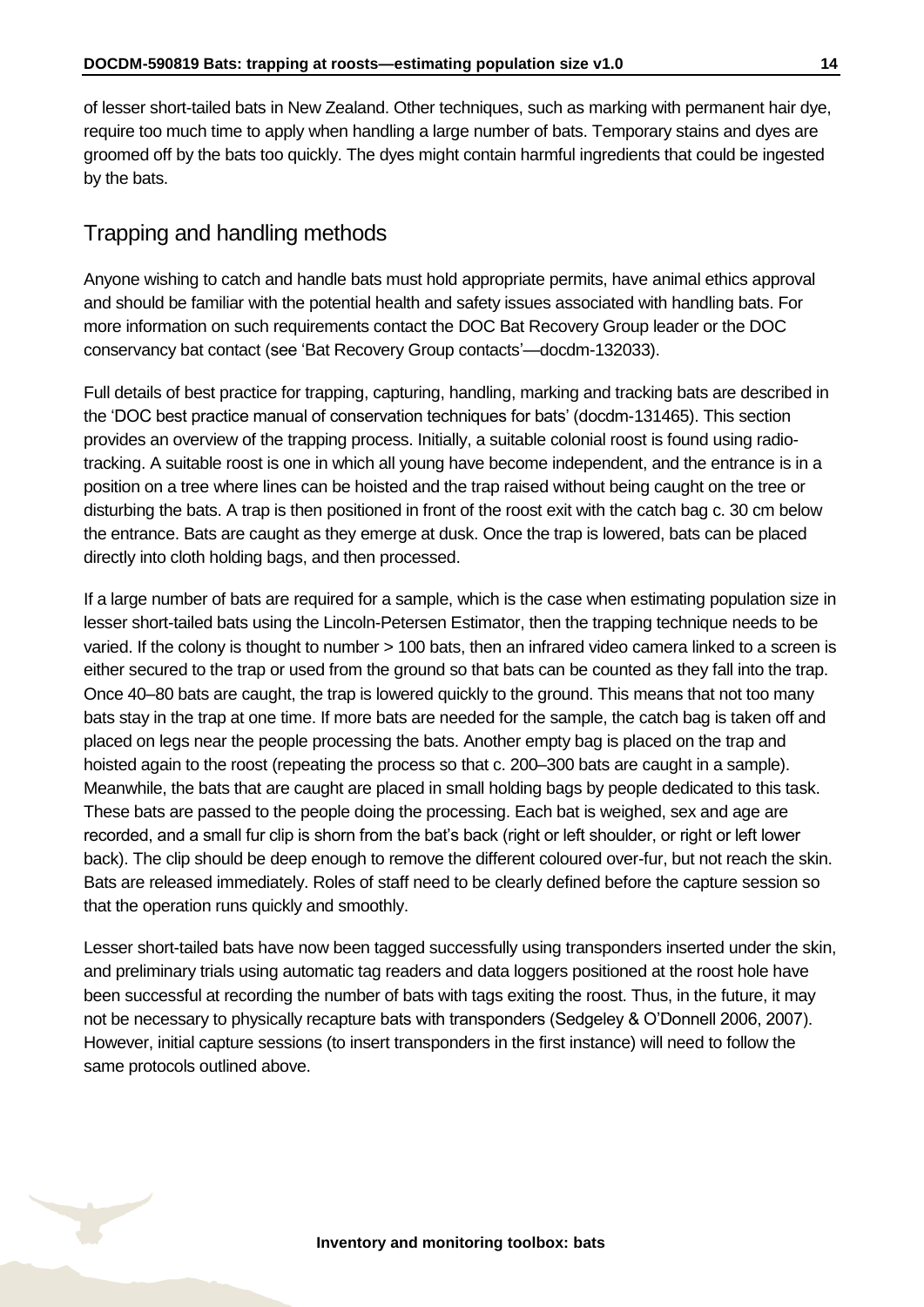of lesser short-tailed bats in New Zealand. Other techniques, such as marking with permanent hair dye, require too much time to apply when handling a large number of bats. Temporary stains and dyes are groomed off by the bats too quickly. The dyes might contain harmful ingredients that could be ingested by the bats.

## Trapping and handling methods

Anyone wishing to catch and handle bats must hold appropriate permits, have animal ethics approval and should be familiar with the potential health and safety issues associated with handling bats. For more information on such requirements contact the DOC Bat Recovery Group leader or the DOC conservancy bat contact (see 'Bat Recovery Group contacts'—docdm-132033).

Full details of best practice for trapping, capturing, handling, marking and tracking bats are described in the 'DOC best practice manual of conservation techniques for bats' (docdm-131465). This section provides an overview of the trapping process. Initially, a suitable colonial roost is found using radio-tracking. A suitable roost is one in which all young have become independent, and the entrance is in a position on a tree where lines can be hoisted and the trap raised without being caught on the tree or disturbing the bats. A trap is then positioned in front of the roost exit with the catch bag c. 30 cm below the entrance. Bats are caught as they emerge at dusk. Once the trap is lowered, bats can be placed directly into cloth holding bags, and then processed.

If a large number of bats are required for a sample, which is the case when estimating population size in lesser short-tailed bats using the Lincoln-Petersen Estimator, then the trapping technique needs to be varied. If the colony is thought to number > 100 bats, then an infrared video camera linked to a screen is either secured to the trap or used from the ground so that bats can be counted as they fall into the trap. Once 40–80 bats are caught, the trap is lowered quickly to the ground. This means that not too many bats stay in the trap at one time. If more bats are needed for the sample, the catch bag is taken off and placed on legs near the people processing the bats. Another empty bag is placed on the trap and hoisted again to the roost (repeating the process so that c. 200–300 bats are caught in a sample). Meanwhile, the bats that are caught are placed in small holding bags by people dedicated to this task. These bats are passed to the people doing the processing. Each bat is weighed, sex and age are recorded, and a small fur clip is shorn from the bat's back (right or left shoulder, or right or left lower back). The clip should be deep enough to remove the different coloured over-fur, but not reach the skin. Bats are released immediately. Roles of staff need to be clearly defined before the capture session so that the operation runs quickly and smoothly.

Lesser short-tailed bats have now been tagged successfully using transponders inserted under the skin, and preliminary trials using automatic tag readers and data loggers positioned at the roost hole have been successful at recording the number of bats with tags exiting the roost. Thus, in the future, it may not be necessary to physically recapture bats with transponders (Sedgeley & O'Donnell 2006, 2007). However, initial capture sessions (to insert transponders in the first instance) will need to follow the same protocols outlined above.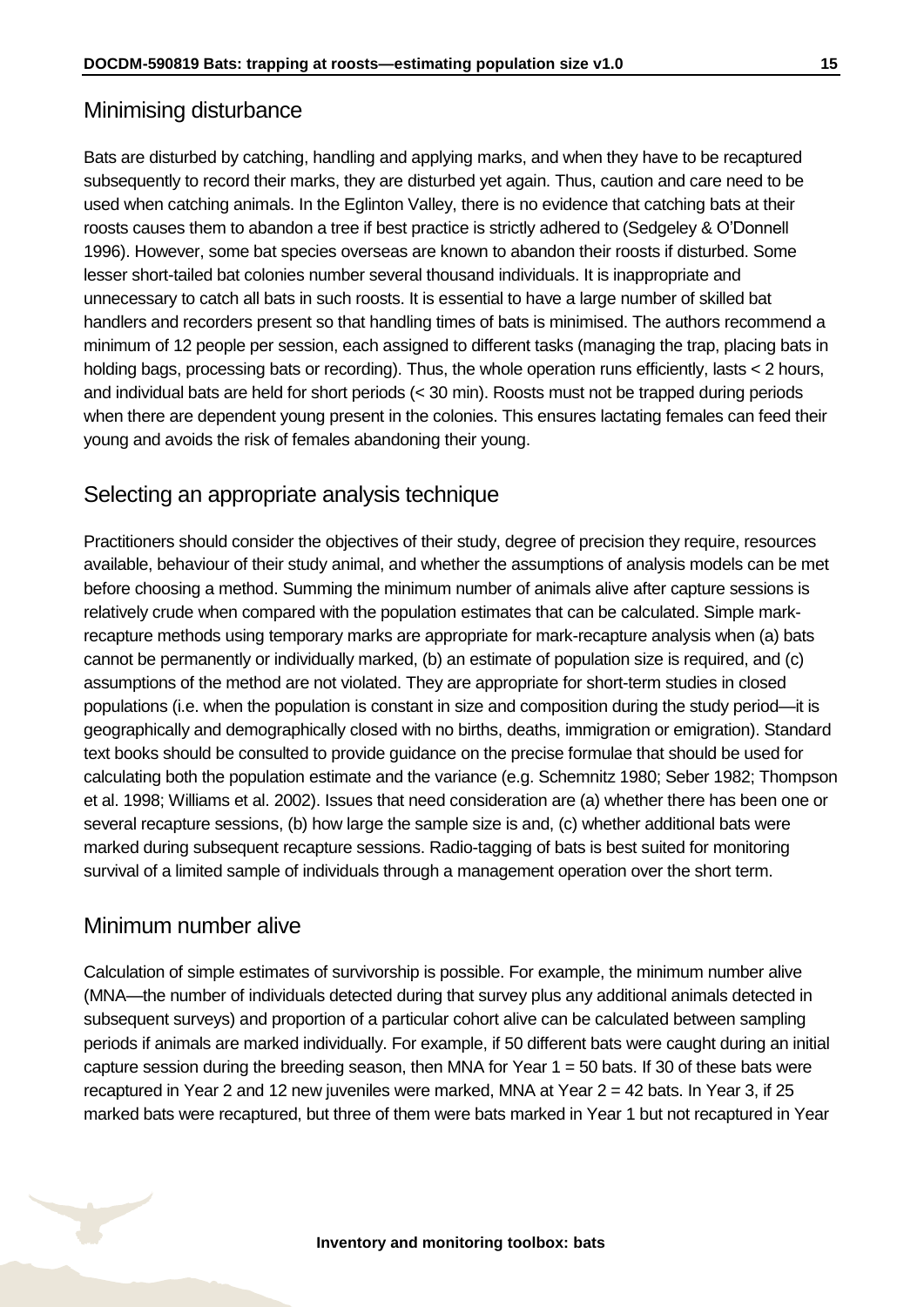## Minimising disturbance

Bats are disturbed by catching, handling and applying marks, and when they have to be recaptured subsequently to record their marks, they are disturbed yet again. Thus, caution and care need to be used when catching animals. In the Eglinton Valley, there is no evidence that catching bats at their roosts causes them to abandon a tree if best practice is strictly adhered to (Sedgeley & O'Donnell 1996). However, some bat species overseas are known to abandon their roosts if disturbed. Some lesser short-tailed bat colonies number several thousand individuals. It is inappropriate and unnecessary to catch all bats in such roosts. It is essential to have a large number of skilled bat handlers and recorders present so that handling times of bats is minimised. The authors recommend a minimum of 12 people per session, each assigned to different tasks (managing the trap, placing bats in holding bags, processing bats or recording). Thus, the whole operation runs efficiently, lasts < 2 hours, and individual bats are held for short periods (< 30 min). Roosts must not be trapped during periods when there are dependent young present in the colonies. This ensures lactating females can feed their young and avoids the risk of females abandoning their young.

## Selecting an appropriate analysis technique

Practitioners should consider the objectives of their study, degree of precision they require, resources available, behaviour of their study animal, and whether the assumptions of analysis models can be met before choosing a method. Summing the minimum number of animals alive after capture sessions is relatively crude when compared with the population estimates that can be calculated. Simple mark-recapture methods using temporary marks are appropriate for mark-recapture analysis when (a) bats cannot be permanently or individually marked, (b) an estimate of population size is required, and (c) assumptions of the method are not violated. They are appropriate for short-term studies in closed populations (i.e. when the population is constant in size and composition during the study period—it is geographically and demographically closed with no births, deaths, immigration or emigration). Standard text books should be consulted to provide guidance on the precise formulae that should be used for calculating both the population estimate and the variance (e.g. Schemnitz 1980; Seber 1982; Thompson et al. 1998; Williams et al. 2002). Issues that need consideration are (a) whether there has been one or several recapture sessions, (b) how large the sample size is and, (c) whether additional bats were marked during subsequent recapture sessions. Radio-tagging of bats is best suited for monitoring survival of a limited sample of individuals through a management operation over the short term.

## Minimum number alive

Calculation of simple estimates of survivorship is possible. For example, the minimum number alive (MNA—the number of individuals detected during that survey plus any additional animals detected in subsequent surveys) and proportion of a particular cohort alive can be calculated between sampling periods if animals are marked individually. For example, if 50 different bats were caught during an initial capture session during the breeding season, then MNA for Year 1 = 50 bats. If 30 of these bats were recaptured in Year 2 and 12 new juveniles were marked, MNA at Year 2 = 42 bats. In Year 3, if 25 marked bats were recaptured, but three of them were bats marked in Year 1 but not recaptured in Year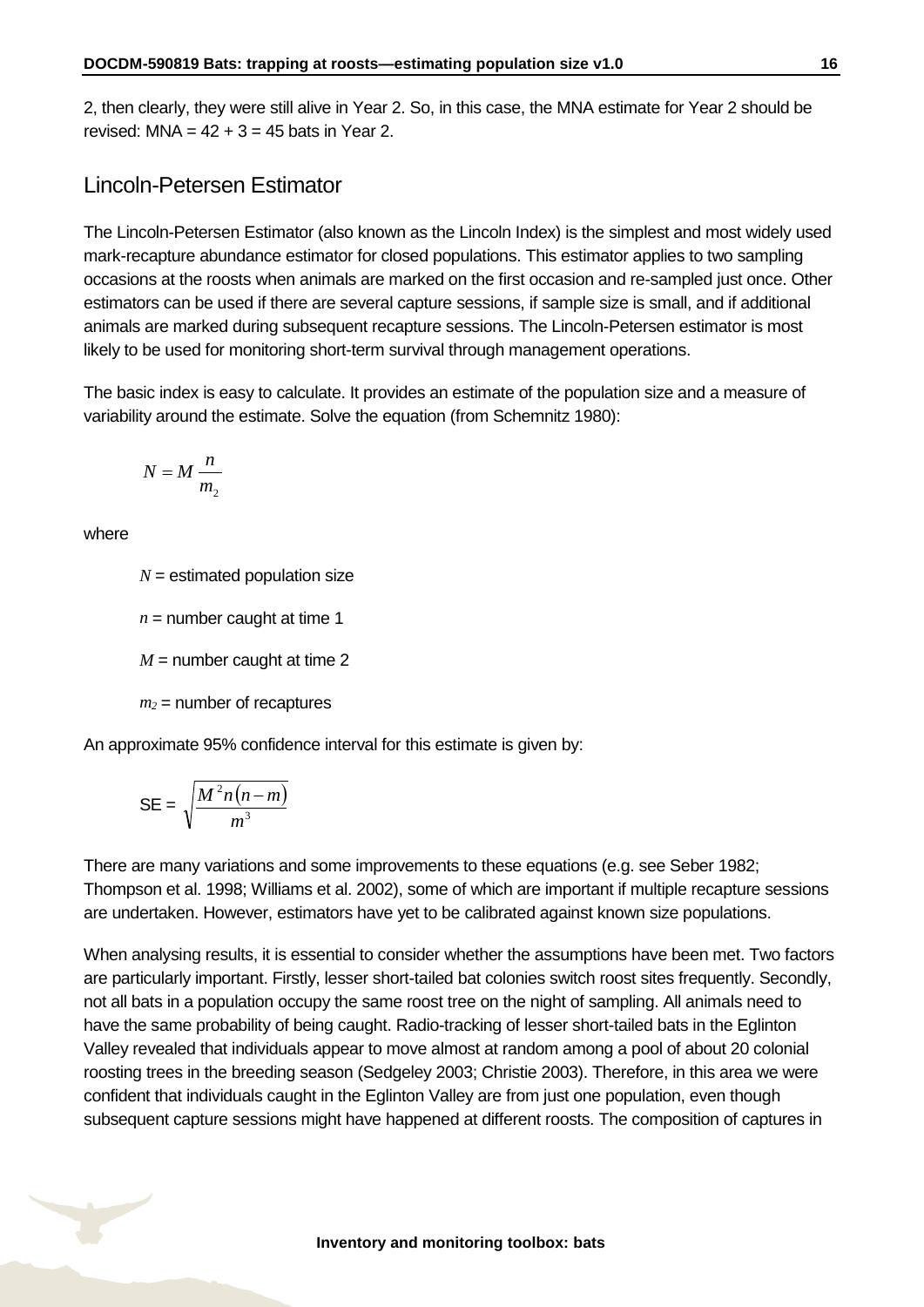2, then clearly, they were still alive in Year 2. So, in this case, the MNA estimate for Year 2 should be revised: MNA = 42 + 3 = 45 bats in Year 2.

## Lincoln-Petersen Estimator

The Lincoln-Petersen Estimator (also known as the Lincoln Index) is the simplest and most widely used mark-recapture abundance estimator for closed populations. This estimator applies to two sampling occasions at the roosts when animals are marked on the first occasion and re-sampled just once. Other estimators can be used if there are several capture sessions, if sample size is small, and if additional animals are marked during subsequent recapture sessions. The Lincoln-Petersen estimator is most likely to be used for monitoring short-term survival through management operations.

The basic index is easy to calculate. It provides an estimate of the population size and a measure of variability around the estimate. Solve the equation (from Schemnitz 1980):

$$N = M \frac{n}{m_2}$$

where

$N$ = estimated population size

$n$ = number caught at time 1

$M$ = number caught at time 2

$m_2$ = number of recaptures

An approximate 95% confidence interval for this estimate is given by:

$$\text{SE} = \sqrt{\frac{M^2 n (n - m)}{m^3}}$$

There are many variations and some improvements to these equations (e.g. see Seber 1982; Thompson et al. 1998; Williams et al. 2002), some of which are important if multiple recapture sessions are undertaken. However, estimators have yet to be calibrated against known size populations.

When analysing results, it is essential to consider whether the assumptions have been met. Two factors are particularly important. Firstly, lesser short-tailed bat colonies switch roost sites frequently. Secondly, not all bats in a population occupy the same roost tree on the night of sampling. All animals need to have the same probability of being caught. Radio-tracking of lesser short-tailed bats in the Eglinton Valley revealed that individuals appear to move almost at random among a pool of about 20 colonial roosting trees in the breeding season (Sedgeley 2003; Christie 2003). Therefore, in this area we were confident that individuals caught in the Eglinton Valley are from just one population, even though subsequent capture sessions might have happened at different roosts. The composition of captures in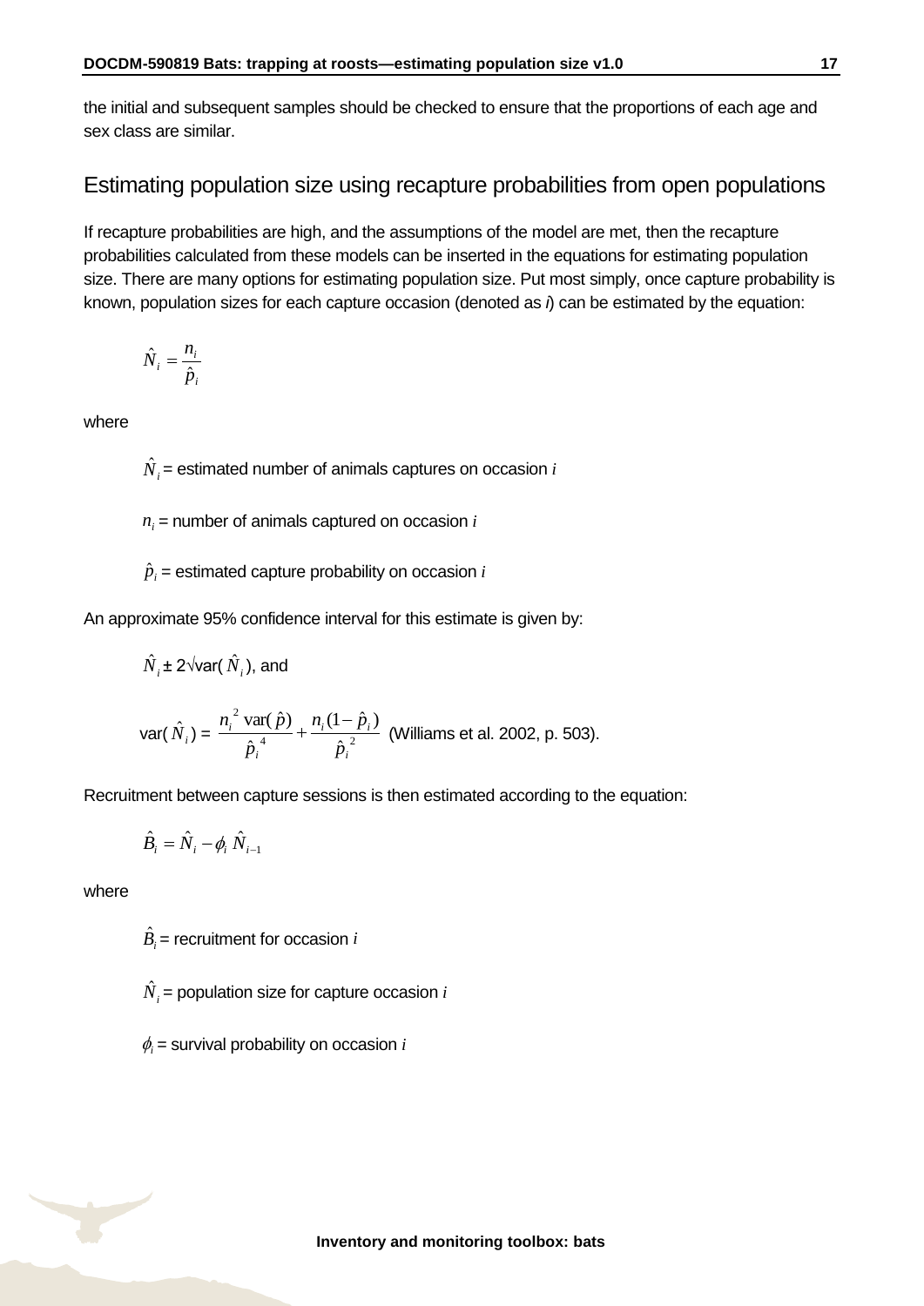the initial and subsequent samples should be checked to ensure that the proportions of each age and sex class are similar.

## Estimating population size using recapture probabilities from open populations

If recapture probabilities are high, and the assumptions of the model are met, then the recapture probabilities calculated from these models can be inserted in the equations for estimating population size. There are many options for estimating population size. Put most simply, once capture probability is known, population sizes for each capture occasion (denoted as *i*) can be estimated by the equation:

$$\hat{N}_i = \frac{n_i}{\hat{p}_i}$$

where

$\hat{N}_i$ = estimated number of animals captures on occasion $i$

$n_i$ = number of animals captured on occasion $i$

$\hat{p}_i$ = estimated capture probability on occasion $i$

An approximate 95% confidence interval for this estimate is given by:

$\hat{N}_i \pm 2\sqrt{\text{var}(\hat{N}_i)}$, and

$$\text{var}(\hat{N}_i) = \frac{n_i^{\,2}\ \text{var}(\hat{p})}{\hat{p}_i^{\,4}} + \frac{n_i(1-\hat{p}_i)}{\hat{p}_i^{\,2}}$$ (Williams et al. 2002, p. 503).

Recruitment between capture sessions is then estimated according to the equation:

$$\hat{B}_i = \hat{N}_i - \phi_i\,\hat{N}_{i-1}$$

where

$\hat{B}_i$ = recruitment for occasion $i$

$\hat{N}_i$ = population size for capture occasion $i$

$\phi_i$ = survival probability on occasion $i$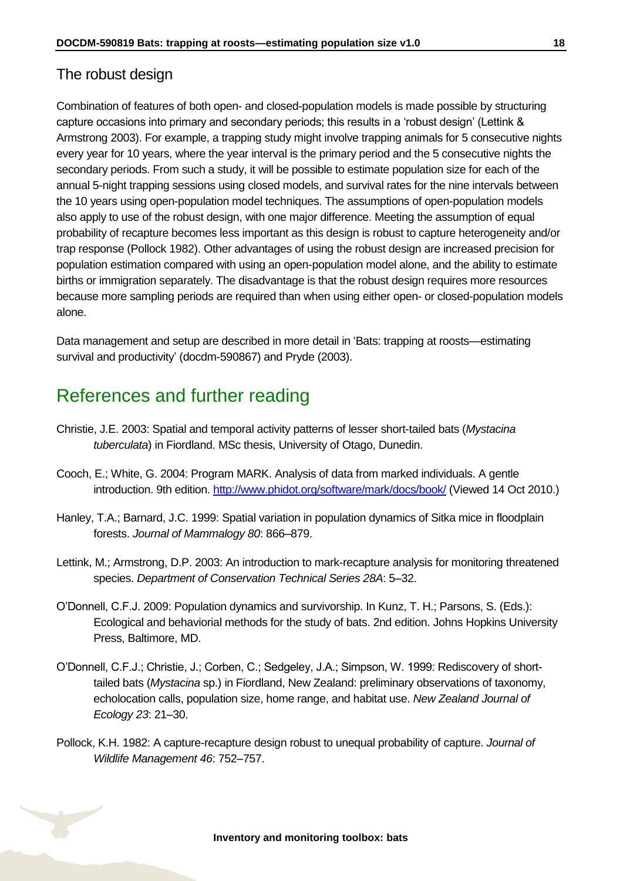## The robust design

Combination of features of both open- and closed-population models is made possible by structuring capture occasions into primary and secondary periods; this results in a 'robust design' (Lettink & Armstrong 2003). For example, a trapping study might involve trapping animals for 5 consecutive nights every year for 10 years, where the year interval is the primary period and the 5 consecutive nights the secondary periods. From such a study, it will be possible to estimate population size for each of the annual 5-night trapping sessions using closed models, and survival rates for the nine intervals between the 10 years using open-population model techniques. The assumptions of open-population models also apply to use of the robust design, with one major difference. Meeting the assumption of equal probability of recapture becomes less important as this design is robust to capture heterogeneity and/or trap response (Pollock 1982). Other advantages of using the robust design are increased precision for population estimation compared with using an open-population model alone, and the ability to estimate births or immigration separately. The disadvantage is that the robust design requires more resources because more sampling periods are required than when using either open- or closed-population models alone.

Data management and setup are described in more detail in 'Bats: trapping at roosts—estimating survival and productivity' (docdm-590867) and Pryde (2003).

# References and further reading

Christie, J.E. 2003: Spatial and temporal activity patterns of lesser short-tailed bats (*Mystacina tuberculata*) in Fiordland. MSc thesis, University of Otago, Dunedin.

Cooch, E.; White, G. 2004: Program MARK. Analysis of data from marked individuals. A gentle introduction. 9th edition. http://www.phidot.org/software/mark/docs/book/ (Viewed 14 Oct 2010.)

Hanley, T.A.; Barnard, J.C. 1999: Spatial variation in population dynamics of Sitka mice in floodplain forests. *Journal of Mammalogy 80*: 866–879.

Lettink, M.; Armstrong, D.P. 2003: An introduction to mark-recapture analysis for monitoring threatened species. *Department of Conservation Technical Series 28A*: 5–32.

O'Donnell, C.F.J. 2009: Population dynamics and survivorship. In Kunz, T. H.; Parsons, S. (Eds.): Ecological and behaviorial methods for the study of bats. 2nd edition. Johns Hopkins University Press, Baltimore, MD.

O'Donnell, C.F.J.; Christie, J.; Corben, C.; Sedgeley, J.A.; Simpson, W. 1999: Rediscovery of short-tailed bats (*Mystacina* sp.) in Fiordland, New Zealand: preliminary observations of taxonomy, echolocation calls, population size, home range, and habitat use. *New Zealand Journal of Ecology 23*: 21–30.

Pollock, K.H. 1982: A capture-recapture design robust to unequal probability of capture. *Journal of Wildlife Management 46*: 752–757.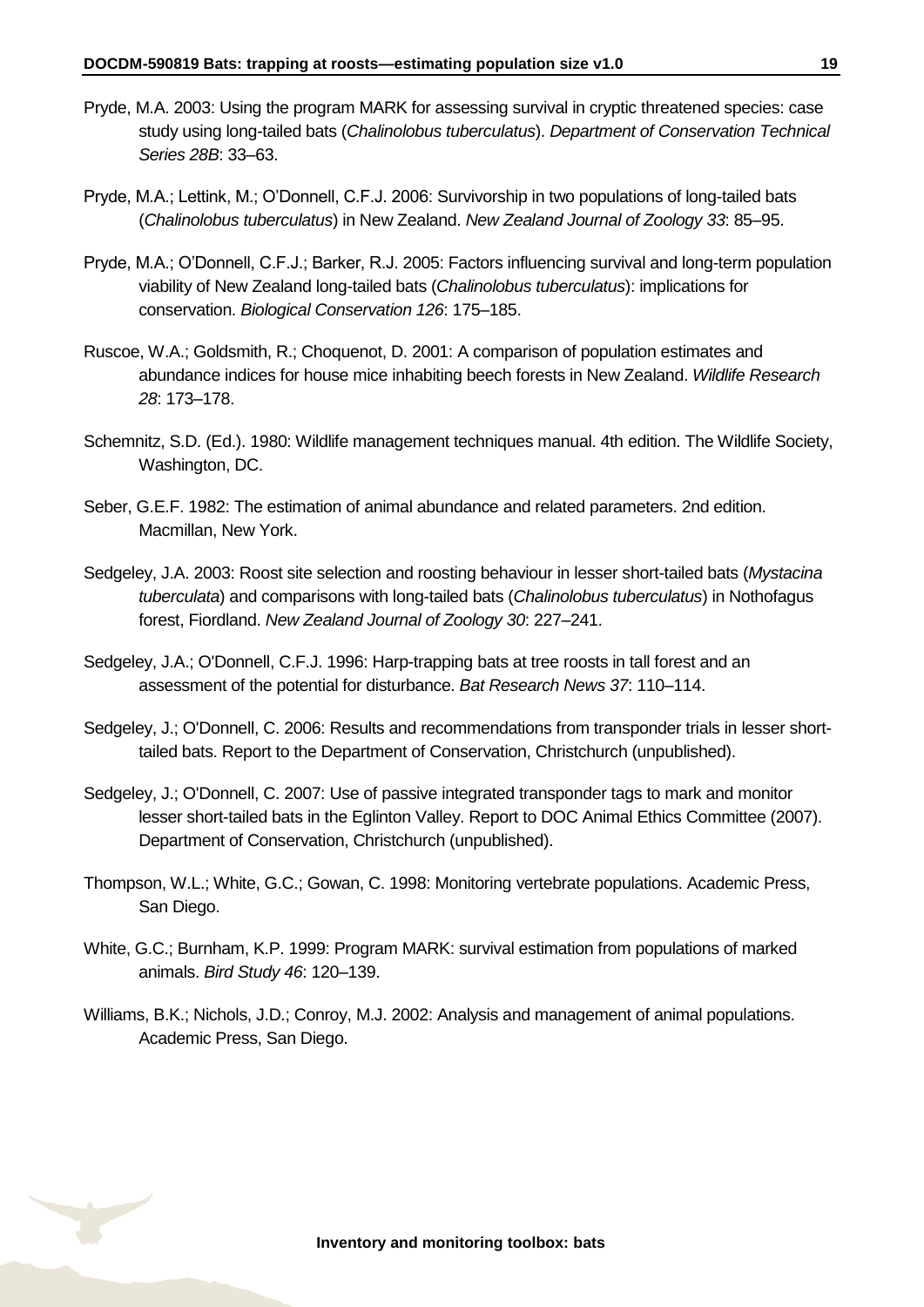Pryde, M.A. 2003: Using the program MARK for assessing survival in cryptic threatened species: case study using long-tailed bats (*Chalinolobus tuberculatus*). *Department of Conservation Technical Series 28B*: 33–63.

Pryde, M.A.; Lettink, M.; O'Donnell, C.F.J. 2006: Survivorship in two populations of long-tailed bats (*Chalinolobus tuberculatus*) in New Zealand. *New Zealand Journal of Zoology 33*: 85–95.

Pryde, M.A.; O'Donnell, C.F.J.; Barker, R.J. 2005: Factors influencing survival and long-term population viability of New Zealand long-tailed bats (*Chalinolobus tuberculatus*): implications for conservation. *Biological Conservation 126*: 175–185.

Ruscoe, W.A.; Goldsmith, R.; Choquenot, D. 2001: A comparison of population estimates and abundance indices for house mice inhabiting beech forests in New Zealand. *Wildlife Research 28*: 173–178.

Schemnitz, S.D. (Ed.). 1980: Wildlife management techniques manual. 4th edition. The Wildlife Society, Washington, DC.

Seber, G.E.F. 1982: The estimation of animal abundance and related parameters. 2nd edition. Macmillan, New York.

Sedgeley, J.A. 2003: Roost site selection and roosting behaviour in lesser short-tailed bats (*Mystacina tuberculata*) and comparisons with long-tailed bats (*Chalinolobus tuberculatus*) in Nothofagus forest, Fiordland. *New Zealand Journal of Zoology 30*: 227–241.

Sedgeley, J.A.; O'Donnell, C.F.J. 1996: Harp-trapping bats at tree roosts in tall forest and an assessment of the potential for disturbance. *Bat Research News 37*: 110–114.

Sedgeley, J.; O'Donnell, C. 2006: Results and recommendations from transponder trials in lesser short-tailed bats. Report to the Department of Conservation, Christchurch (unpublished).

Sedgeley, J.; O'Donnell, C. 2007: Use of passive integrated transponder tags to mark and monitor lesser short-tailed bats in the Eglinton Valley. Report to DOC Animal Ethics Committee (2007). Department of Conservation, Christchurch (unpublished).

Thompson, W.L.; White, G.C.; Gowan, C. 1998: Monitoring vertebrate populations. Academic Press, San Diego.

White, G.C.; Burnham, K.P. 1999: Program MARK: survival estimation from populations of marked animals. *Bird Study 46*: 120–139.

Williams, B.K.; Nichols, J.D.; Conroy, M.J. 2002: Analysis and management of animal populations. Academic Press, San Diego.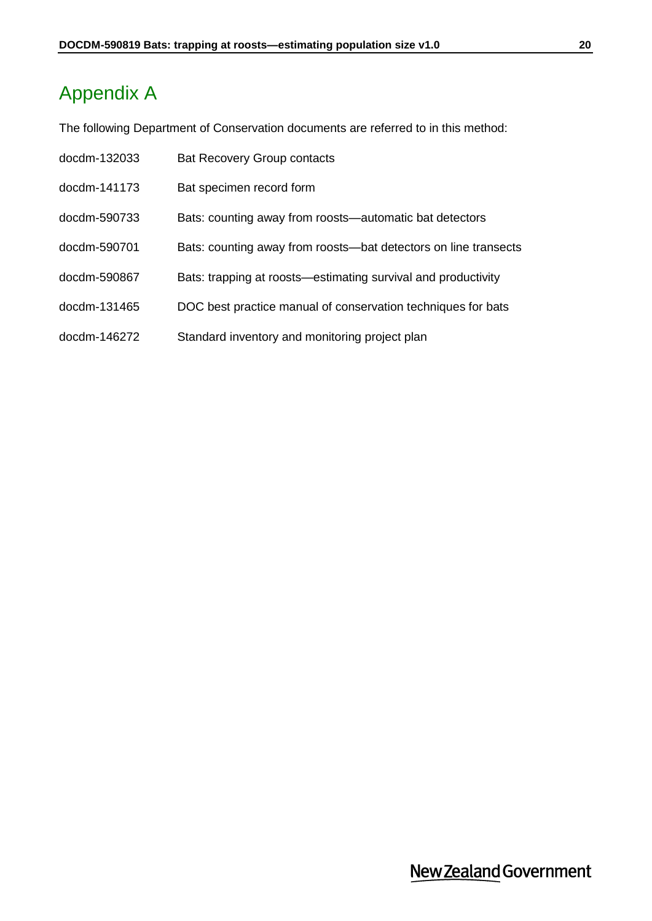# Appendix A

The following Department of Conservation documents are referred to in this method:

| | |
|---|---|
| docdm-132033 | Bat Recovery Group contacts |
| docdm-141173 | Bat specimen record form |
| docdm-590733 | Bats: counting away from roosts—automatic bat detectors |
| docdm-590701 | Bats: counting away from roosts—bat detectors on line transects |
| docdm-590867 | Bats: trapping at roosts—estimating survival and productivity |
| docdm-131465 | DOC best practice manual of conservation techniques for bats |
| docdm-146272 | Standard inventory and monitoring project plan |